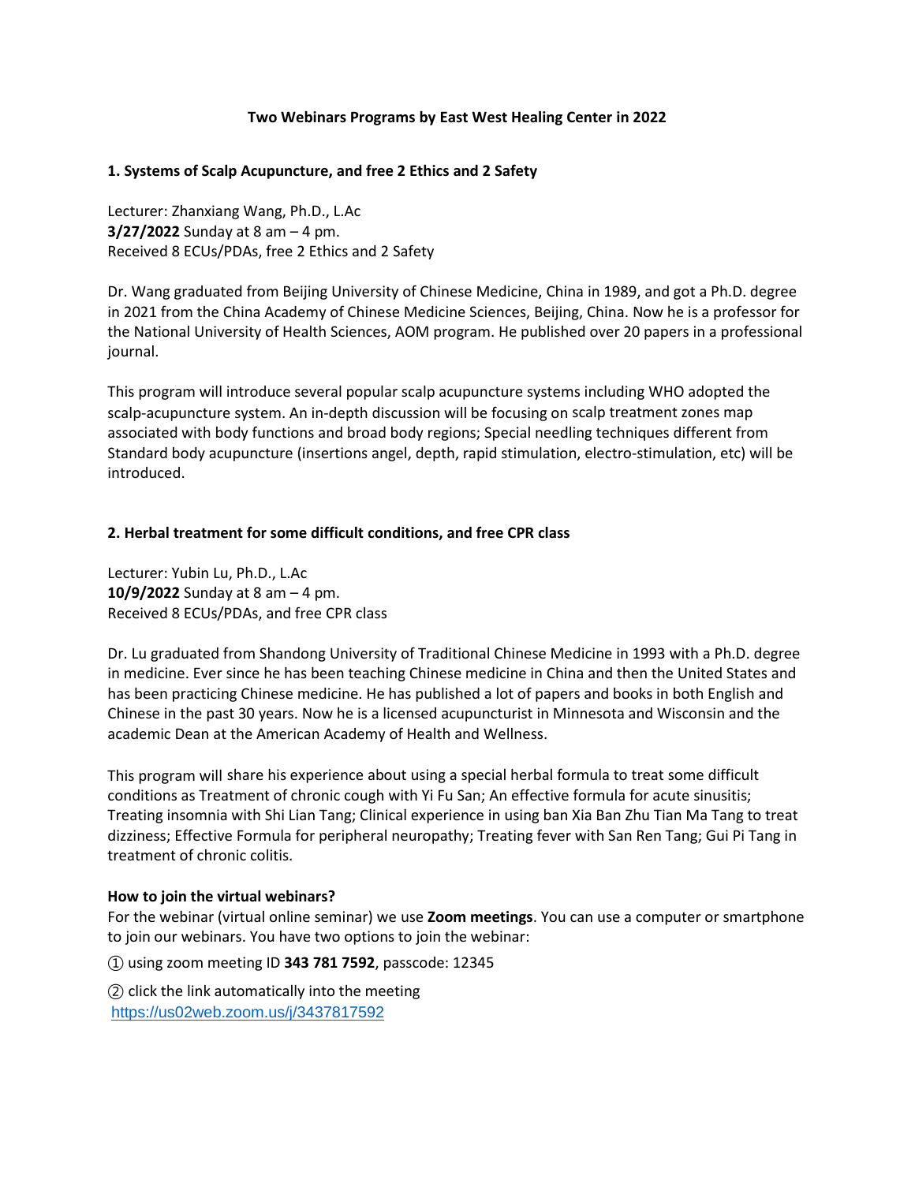# Two Webinars Programs by East West Healing Center in 2022

## 1. Systems of Scalp Acupuncture, and free 2 Ethics and 2 Safety

Lecturer: Zhanxiang Wang, Ph.D., L.Ac
**3/27/2022** Sunday at 8 am – 4 pm.
Received 8 ECUs/PDAs, free 2 Ethics and 2 Safety

Dr. Wang graduated from Beijing University of Chinese Medicine, China in 1989, and got a Ph.D. degree in 2021 from the China Academy of Chinese Medicine Sciences, Beijing, China. Now he is a professor for the National University of Health Sciences, AOM program. He published over 20 papers in a professional journal.

This program will introduce several popular scalp acupuncture systems including WHO adopted the scalp-acupuncture system. An in-depth discussion will be focusing on scalp treatment zones map associated with body functions and broad body regions; Special needling techniques different from Standard body acupuncture (insertions angel, depth, rapid stimulation, electro-stimulation, etc) will be introduced.

## 2. Herbal treatment for some difficult conditions, and free CPR class

Lecturer: Yubin Lu, Ph.D., L.Ac
**10/9/2022** Sunday at 8 am – 4 pm.
Received 8 ECUs/PDAs, and free CPR class

Dr. Lu graduated from Shandong University of Traditional Chinese Medicine in 1993 with a Ph.D. degree in medicine. Ever since he has been teaching Chinese medicine in China and then the United States and has been practicing Chinese medicine. He has published a lot of papers and books in both English and Chinese in the past 30 years. Now he is a licensed acupuncturist in Minnesota and Wisconsin and the academic Dean at the American Academy of Health and Wellness.

This program will share his experience about using a special herbal formula to treat some difficult conditions as Treatment of chronic cough with Yi Fu San; An effective formula for acute sinusitis; Treating insomnia with Shi Lian Tang; Clinical experience in using ban Xia Ban Zhu Tian Ma Tang to treat dizziness; Effective Formula for peripheral neuropathy; Treating fever with San Ren Tang; Gui Pi Tang in treatment of chronic colitis.

**How to join the virtual webinars?**
For the webinar (virtual online seminar) we use **Zoom meetings**. You can use a computer or smartphone to join our webinars. You have two options to join the webinar:

① using zoom meeting ID **343 781 7592**, passcode: 12345

② click the link automatically into the meeting
https://us02web.zoom.us/j/3437817592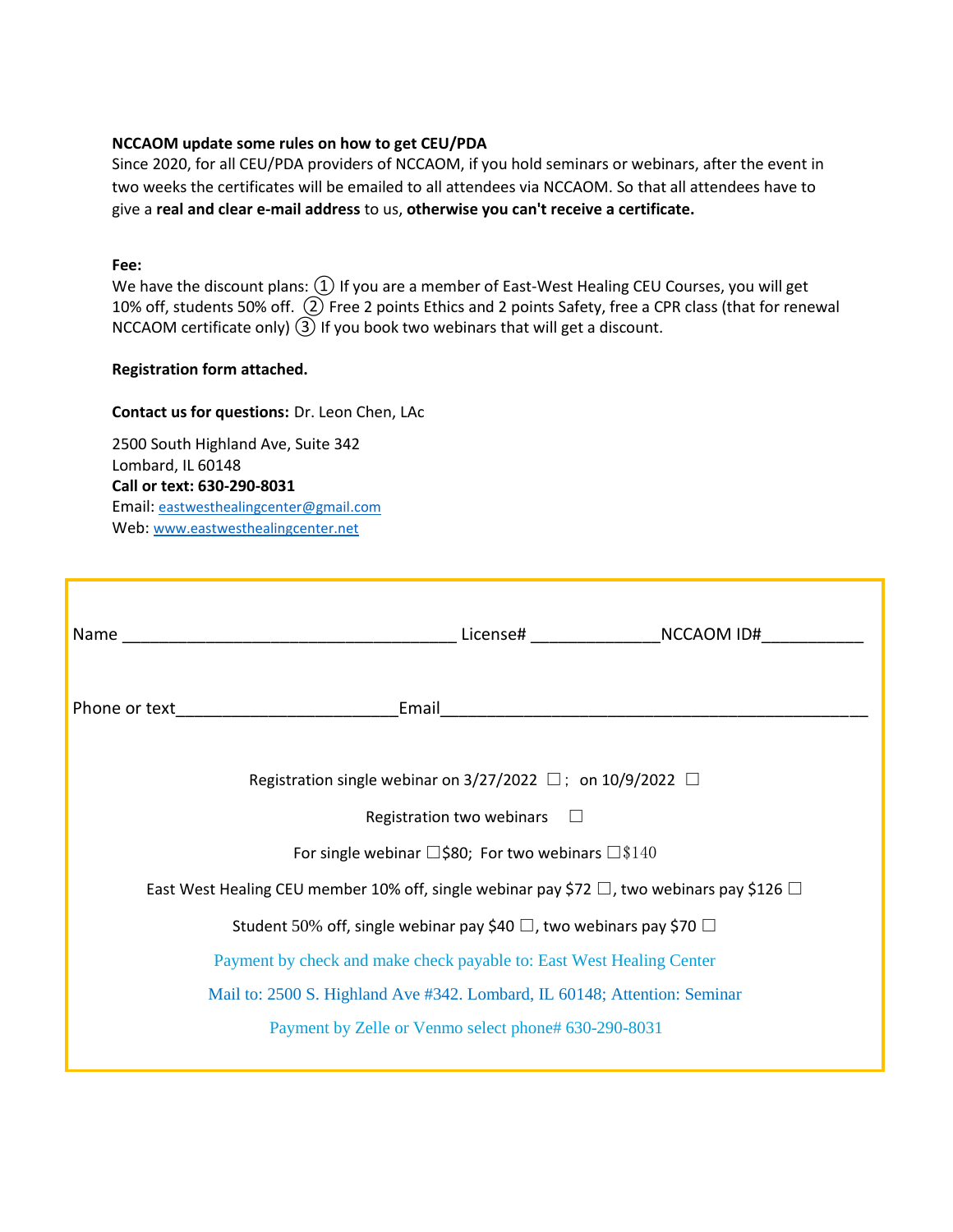**NCCAOM update some rules on how to get CEU/PDA**

Since 2020, for all CEU/PDA providers of NCCAOM, if you hold seminars or webinars, after the event in two weeks the certificates will be emailed to all attendees via NCCAOM. So that all attendees have to give a **real and clear e-mail address** to us, **otherwise you can't receive a certificate.**

**Fee:**

We have the discount plans: ① If you are a member of East-West Healing CEU Courses, you will get 10% off, students 50% off. ② Free 2 points Ethics and 2 points Safety, free a CPR class (that for renewal NCCAOM certificate only) ③ If you book two webinars that will get a discount.

**Registration form attached.**

**Contact us for questions:** Dr. Leon Chen, LAc

2500 South Highland Ave, Suite 342
Lombard, IL 60148
**Call or text: 630-290-8031**
Email: eastwesthealingcenter@gmail.com
Web: www.eastwesthealingcenter.net

Name ____________________________________ License# ______________NCCAOM ID#___________

Phone or text________________________Email______________________________________________

Registration single webinar on 3/27/2022 ☐ ; on 10/9/2022 ☐

Registration two webinars ☐

For single webinar ☐$80; For two webinars ☐$140

East West Healing CEU member 10% off, single webinar pay $72 ☐, two webinars pay $126 ☐

Student 50% off, single webinar pay $40 ☐, two webinars pay $70 ☐

Payment by check and make check payable to: East West Healing Center

Mail to: 2500 S. Highland Ave #342. Lombard, IL 60148; Attention: Seminar

Payment by Zelle or Venmo select phone# 630-290-8031